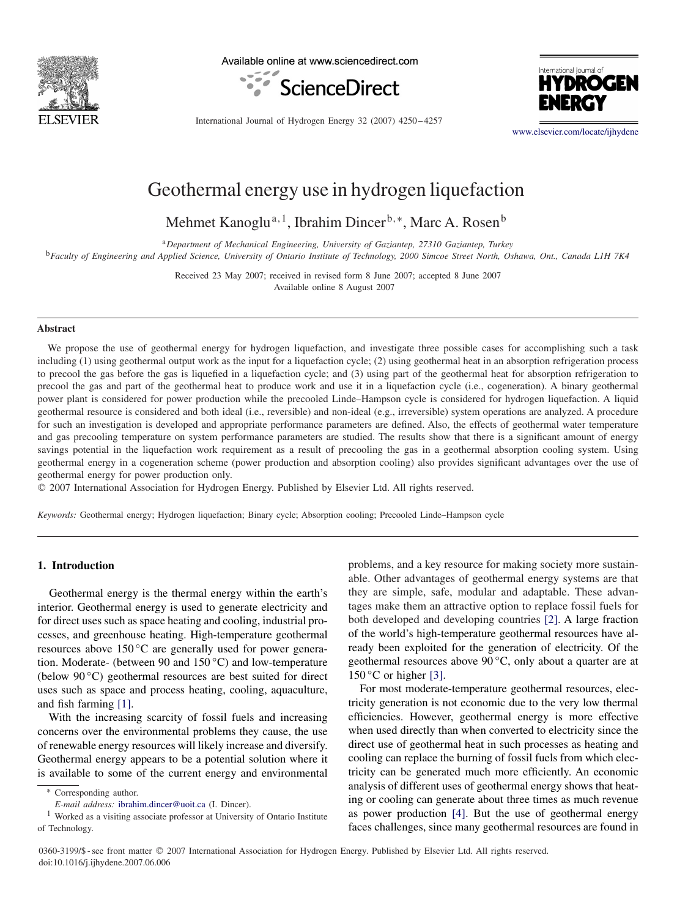# Geothermal energy use in hydrogen liquefaction

Mehmet Kanoglu[a,1], Ibrahim Dincer[b,*], Marc A. Rosen[b]

[a] *Department of Mechanical Engineering, University of Gaziantep, 27310 Gaziantep, Turkey*

[b] *Faculty of Engineering and Applied Science, University of Ontario Institute of Technology, 2000 Simcoe Street North, Oshawa, Ont., Canada L1H 7K4*

Received 23 May 2007; received in revised form 8 June 2007; accepted 8 June 2007
Available online 8 August 2007

## Abstract

We propose the use of geothermal energy for hydrogen liquefaction, and investigate three possible cases for accomplishing such a task including (1) using geothermal output work as the input for a liquefaction cycle; (2) using geothermal heat in an absorption refrigeration process to precool the gas before the gas is liquefied in a liquefaction cycle; and (3) using part of the geothermal heat for absorption refrigeration to precool the gas and part of the geothermal heat to produce work and use it in a liquefaction cycle (i.e., cogeneration). A binary geothermal power plant is considered for power production while the precooled Linde–Hampson cycle is considered for hydrogen liquefaction. A liquid geothermal resource is considered and both ideal (i.e., reversible) and non-ideal (e.g., irreversible) system operations are analyzed. A procedure for such an investigation is developed and appropriate performance parameters are defined. Also, the effects of geothermal water temperature and gas precooling temperature on system performance parameters are studied. The results show that there is a significant amount of energy savings potential in the liquefaction work requirement as a result of precooling the gas in a geothermal absorption cooling system. Using geothermal energy in a cogeneration scheme (power production and absorption cooling) also provides significant advantages over the use of geothermal energy for power production only.

© 2007 International Association for Hydrogen Energy. Published by Elsevier Ltd. All rights reserved.

*Keywords:* Geothermal energy; Hydrogen liquefaction; Binary cycle; Absorption cooling; Precooled Linde–Hampson cycle

## 1. Introduction

Geothermal energy is the thermal energy within the earth's interior. Geothermal energy is used to generate electricity and for direct uses such as space heating and cooling, industrial processes, and greenhouse heating. High-temperature geothermal resources above 150 °C are generally used for power generation. Moderate- (between 90 and 150 °C) and low-temperature (below 90 °C) geothermal resources are best suited for direct uses such as space and process heating, cooling, aquaculture, and fish farming [1].

With the increasing scarcity of fossil fuels and increasing concerns over the environmental problems they cause, the use of renewable energy resources will likely increase and diversify. Geothermal energy appears to be a potential solution where it is available to some of the current energy and environmental problems, and a key resource for making society more sustainable. Other advantages of geothermal energy systems are that they are simple, safe, modular and adaptable. These advantages make them an attractive option to replace fossil fuels for both developed and developing countries [2]. A large fraction of the world's high-temperature geothermal resources have already been exploited for the generation of electricity. Of the geothermal resources above 90 °C, only about a quarter are at 150 °C or higher [3].

For most moderate-temperature geothermal resources, electricity generation is not economic due to the very low thermal efficiencies. However, geothermal energy is more effective when used directly than when converted to electricity since the direct use of geothermal heat in such processes as heating and cooling can replace the burning of fossil fuels from which electricity can be generated much more efficiently. An economic analysis of different uses of geothermal energy shows that heating or cooling can generate about three times as much revenue as power production [4]. But the use of geothermal energy faces challenges, since many geothermal resources are found in

\* Corresponding author.
*E-mail address:* ibrahim.dincer@uoit.ca (I. Dincer).

[1] Worked as a visiting associate professor at University of Ontario Institute of Technology.

0360-3199/$ - see front matter © 2007 International Association for Hydrogen Energy. Published by Elsevier Ltd. All rights reserved.
doi:10.1016/j.ijhydene.2007.06.006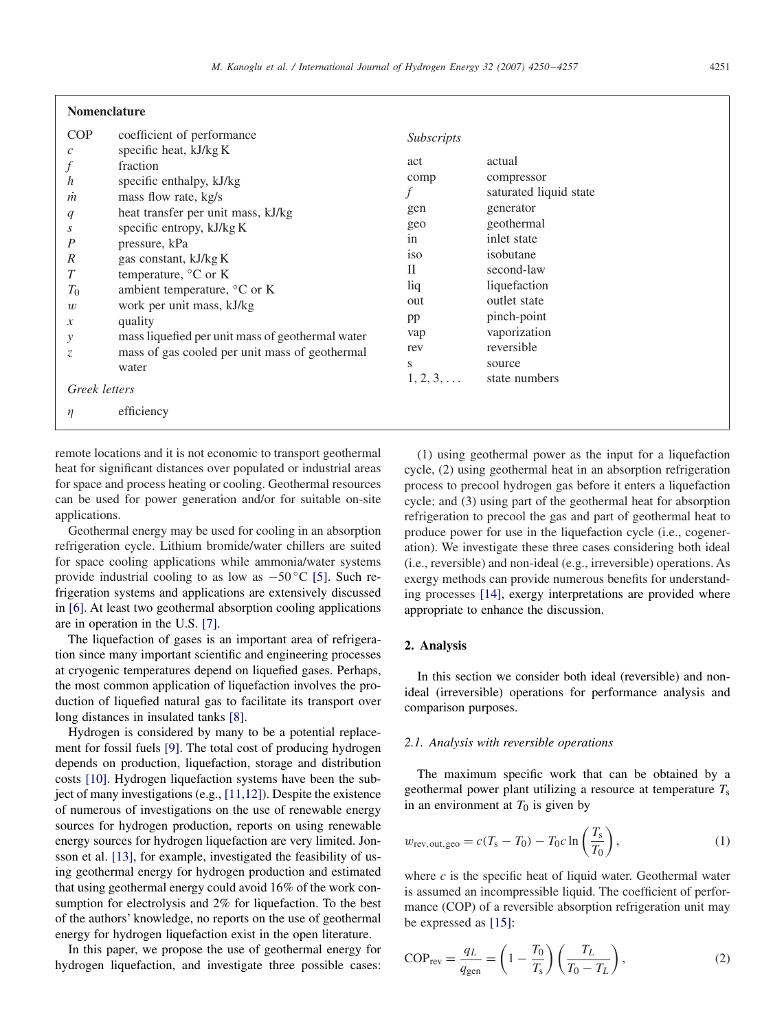## Nomenclature

| | |
|---|---|
| COP | coefficient of performance |
| $c$ | specific heat, kJ/kg K |
| $f$ | fraction |
| $h$ | specific enthalpy, kJ/kg |
| $\dot{m}$ | mass flow rate, kg/s |
| $q$ | heat transfer per unit mass, kJ/kg |
| $s$ | specific entropy, kJ/kg K |
| $P$ | pressure, kPa |
| $R$ | gas constant, kJ/kg K |
| $T$ | temperature, °C or K |
| $T_0$ | ambient temperature, °C or K |
| $w$ | work per unit mass, kJ/kg |
| $x$ | quality |
| $y$ | mass liquefied per unit mass of geothermal water |
| $z$ | mass of gas cooled per unit mass of geothermal water |

*Greek letters*

| | |
|---|---|
| $\eta$ | efficiency |

*Subscripts*

| | |
|---|---|
| act | actual |
| comp | compressor |
| $f$ | saturated liquid state |
| gen | generator |
| geo | geothermal |
| in | inlet state |
| iso | isobutane |
| II | second-law |
| liq | liquefaction |
| out | outlet state |
| pp | pinch-point |
| vap | vaporization |
| rev | reversible |
| s | source |
| 1, 2, 3, ... | state numbers |

remote locations and it is not economic to transport geothermal heat for significant distances over populated or industrial areas for space and process heating or cooling. Geothermal resources can be used for power generation and/or for suitable on-site applications.

Geothermal energy may be used for cooling in an absorption refrigeration cycle. Lithium bromide/water chillers are suited for space cooling applications while ammonia/water systems provide industrial cooling to as low as $-50\,°C$ [5]. Such refrigeration systems and applications are extensively discussed in [6]. At least two geothermal absorption cooling applications are in operation in the U.S. [7].

The liquefaction of gases is an important area of refrigeration since many important scientific and engineering processes at cryogenic temperatures depend on liquefied gases. Perhaps, the most common application of liquefaction involves the production of liquefied natural gas to facilitate its transport over long distances in insulated tanks [8].

Hydrogen is considered by many to be a potential replacement for fossil fuels [9]. The total cost of producing hydrogen depends on production, liquefaction, storage and distribution costs [10]. Hydrogen liquefaction systems have been the subject of many investigations (e.g., [11,12]). Despite the existence of numerous of investigations on the use of renewable energy sources for hydrogen production, reports on using renewable energy sources for hydrogen liquefaction are very limited. Jonsson et al. [13], for example, investigated the feasibility of using geothermal energy for hydrogen production and estimated that using geothermal energy could avoid 16% of the work consumption for electrolysis and 2% for liquefaction. To the best of the authors' knowledge, no reports on the use of geothermal energy for hydrogen liquefaction exist in the open literature.

In this paper, we propose the use of geothermal energy for hydrogen liquefaction, and investigate three possible cases: (1) using geothermal power as the input for a liquefaction cycle, (2) using geothermal heat in an absorption refrigeration process to precool hydrogen gas before it enters a liquefaction cycle; and (3) using part of the geothermal heat for absorption refrigeration to precool the gas and part of geothermal heat to produce power for use in the liquefaction cycle (i.e., cogeneration). We investigate these three cases considering both ideal (i.e., reversible) and non-ideal (e.g., irreversible) operations. As exergy methods can provide numerous benefits for understanding processes [14], exergy interpretations are provided where appropriate to enhance the discussion.

## 2. Analysis

In this section we consider both ideal (reversible) and non-ideal (irreversible) operations for performance analysis and comparison purposes.

### 2.1. Analysis with reversible operations

The maximum specific work that can be obtained by a geothermal power plant utilizing a resource at temperature $T_s$ in an environment at $T_0$ is given by

$$w_{\text{rev,out,geo}} = c(T_s - T_0) - T_0 c \ln\left(\frac{T_s}{T_0}\right), \tag{1}$$

where $c$ is the specific heat of liquid water. Geothermal water is assumed an incompressible liquid. The coefficient of performance (COP) of a reversible absorption refrigeration unit may be expressed as [15]:

$$\text{COP}_{\text{rev}} = \frac{q_L}{q_{\text{gen}}} = \left(1 - \frac{T_0}{T_s}\right)\left(\frac{T_L}{T_0 - T_L}\right), \tag{2}$$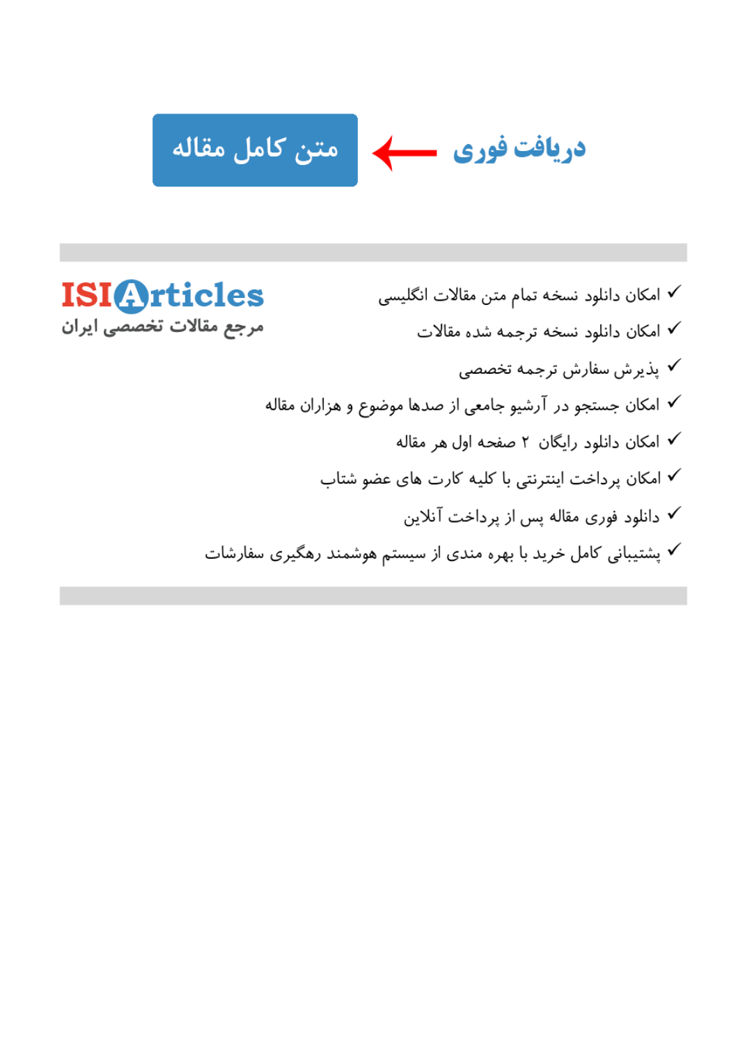دریافت فوری ← متن کامل مقاله

**ISIArticles**
مرجع مقالات تخصصی ایران

- ✓ امکان دانلود نسخه تمام متن مقالات انگلیسی
- ✓ امکان دانلود نسخه ترجمه شده مقالات
- ✓ پذیرش سفارش ترجمه تخصصی
- ✓ امکان جستجو در آرشیو جامعی از صدها موضوع و هزاران مقاله
- ✓ امکان دانلود رایگان ۲ صفحه اول هر مقاله
- ✓ امکان پرداخت اینترنتی با کلیه کارت های عضو شتاب
- ✓ دانلود فوری مقاله پس از پرداخت آنلاین
- ✓ پشتیبانی کامل خرید با بهره مندی از سیستم هوشمند رهگیری سفارشات